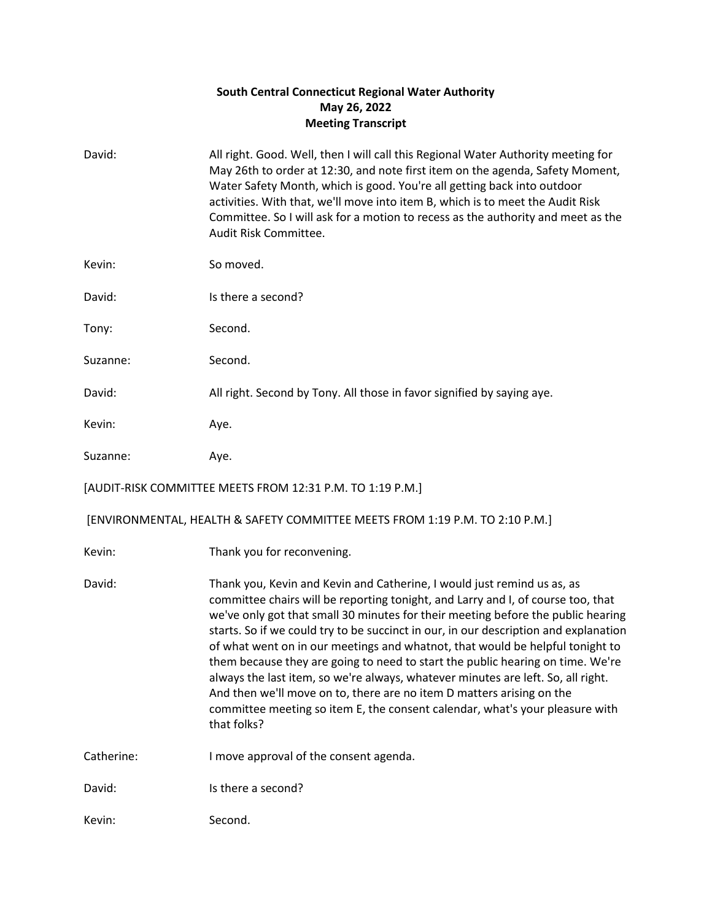**South Central Connecticut Regional Water Authority**
**May 26, 2022**
**Meeting Transcript**

David: All right. Good. Well, then I will call this Regional Water Authority meeting for May 26th to order at 12:30, and note first item on the agenda, Safety Moment, Water Safety Month, which is good. You're all getting back into outdoor activities. With that, we'll move into item B, which is to meet the Audit Risk Committee. So I will ask for a motion to recess as the authority and meet as the Audit Risk Committee.

Kevin: So moved.

David: Is there a second?

Tony: Second.

Suzanne: Second.

David: All right. Second by Tony. All those in favor signified by saying aye.

Kevin: Aye.

Suzanne: Aye.

[AUDIT-RISK COMMITTEE MEETS FROM 12:31 P.M. TO 1:19 P.M.]

[ENVIRONMENTAL, HEALTH & SAFETY COMMITTEE MEETS FROM 1:19 P.M. TO 2:10 P.M.]

Kevin: Thank you for reconvening.

David: Thank you, Kevin and Kevin and Catherine, I would just remind us as, as committee chairs will be reporting tonight, and Larry and I, of course too, that we've only got that small 30 minutes for their meeting before the public hearing starts. So if we could try to be succinct in our, in our description and explanation of what went on in our meetings and whatnot, that would be helpful tonight to them because they are going to need to start the public hearing on time. We're always the last item, so we're always, whatever minutes are left. So, all right. And then we'll move on to, there are no item D matters arising on the committee meeting so item E, the consent calendar, what's your pleasure with that folks?

Catherine: I move approval of the consent agenda.

David: Is there a second?

Kevin: Second.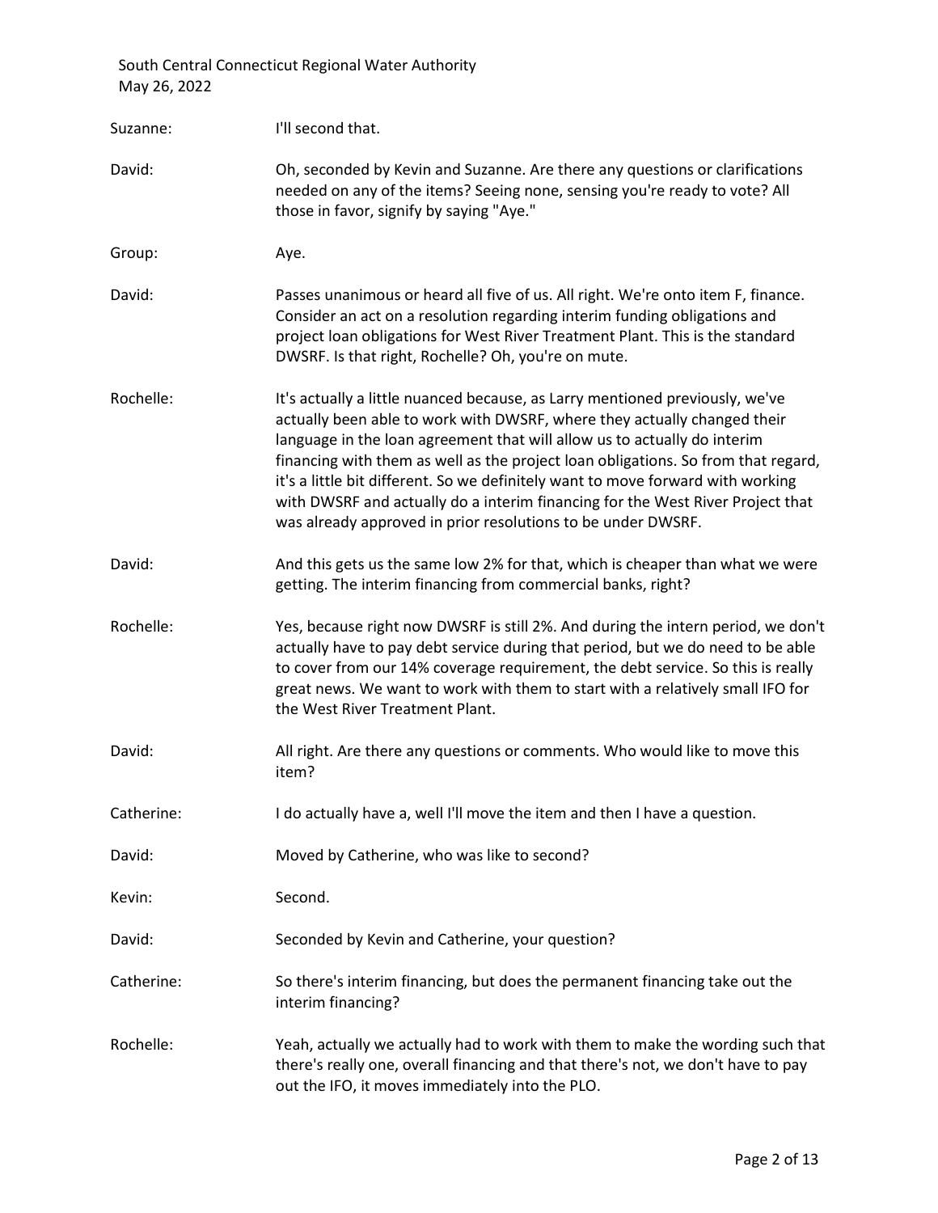Suzanne: I'll second that.

David: Oh, seconded by Kevin and Suzanne. Are there any questions or clarifications needed on any of the items? Seeing none, sensing you're ready to vote? All those in favor, signify by saying "Aye."

Group: Aye.

David: Passes unanimous or heard all five of us. All right. We're onto item F, finance. Consider an act on a resolution regarding interim funding obligations and project loan obligations for West River Treatment Plant. This is the standard DWSRF. Is that right, Rochelle? Oh, you're on mute.

Rochelle: It's actually a little nuanced because, as Larry mentioned previously, we've actually been able to work with DWSRF, where they actually changed their language in the loan agreement that will allow us to actually do interim financing with them as well as the project loan obligations. So from that regard, it's a little bit different. So we definitely want to move forward with working with DWSRF and actually do a interim financing for the West River Project that was already approved in prior resolutions to be under DWSRF.

David: And this gets us the same low 2% for that, which is cheaper than what we were getting. The interim financing from commercial banks, right?

Rochelle: Yes, because right now DWSRF is still 2%. And during the intern period, we don't actually have to pay debt service during that period, but we do need to be able to cover from our 14% coverage requirement, the debt service. So this is really great news. We want to work with them to start with a relatively small IFO for the West River Treatment Plant.

David: All right. Are there any questions or comments. Who would like to move this item?

Catherine: I do actually have a, well I'll move the item and then I have a question.

David: Moved by Catherine, who was like to second?

Kevin: Second.

David: Seconded by Kevin and Catherine, your question?

Catherine: So there's interim financing, but does the permanent financing take out the interim financing?

Rochelle: Yeah, actually we actually had to work with them to make the wording such that there's really one, overall financing and that there's not, we don't have to pay out the IFO, it moves immediately into the PLO.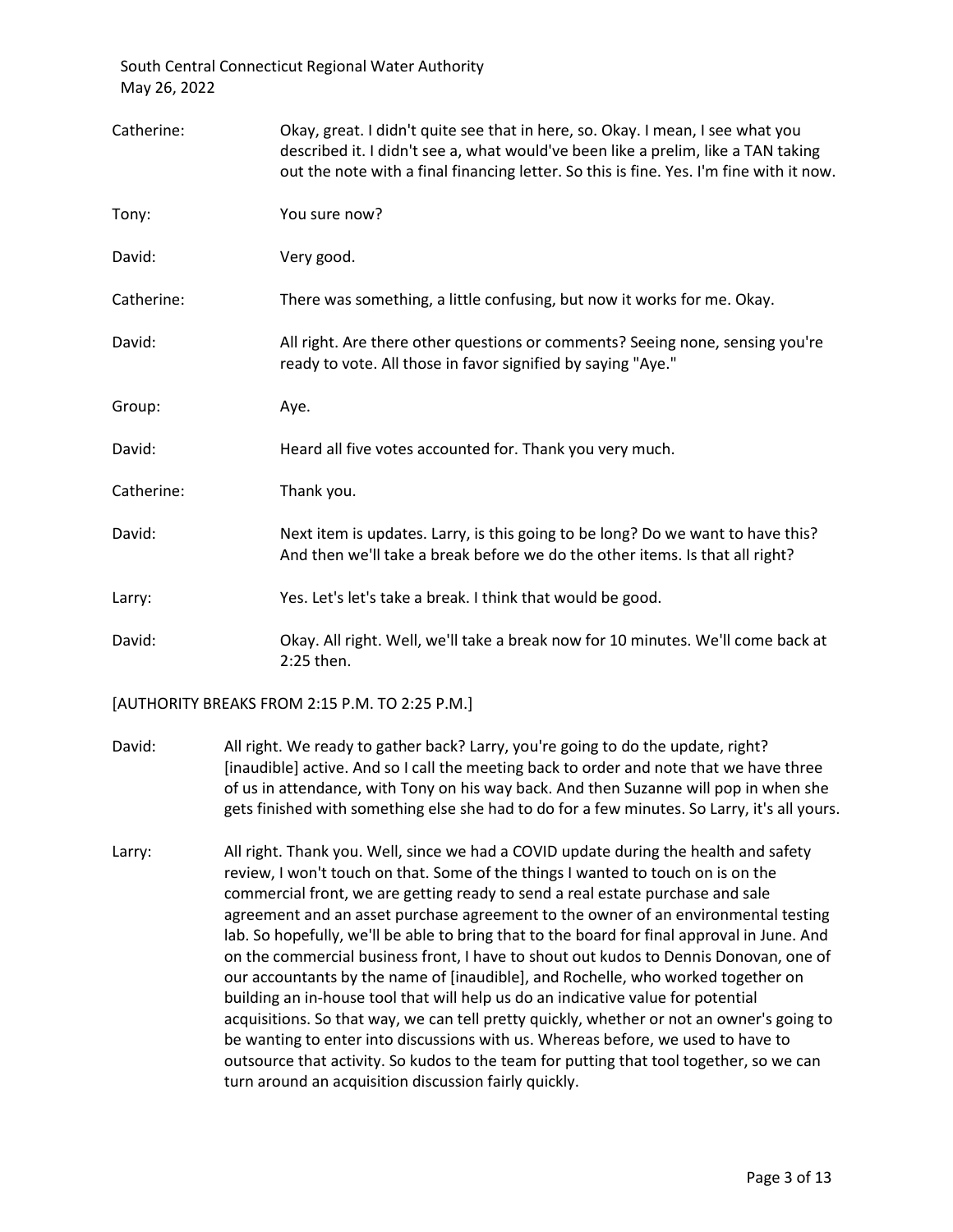Catherine: Okay, great. I didn't quite see that in here, so. Okay. I mean, I see what you described it. I didn't see a, what would've been like a prelim, like a TAN taking out the note with a final financing letter. So this is fine. Yes. I'm fine with it now.

Tony: You sure now?

David: Very good.

Catherine: There was something, a little confusing, but now it works for me. Okay.

David: All right. Are there other questions or comments? Seeing none, sensing you're ready to vote. All those in favor signified by saying "Aye."

Group: Aye.

David: Heard all five votes accounted for. Thank you very much.

Catherine: Thank you.

David: Next item is updates. Larry, is this going to be long? Do we want to have this? And then we'll take a break before we do the other items. Is that all right?

Larry: Yes. Let's let's take a break. I think that would be good.

David: Okay. All right. Well, we'll take a break now for 10 minutes. We'll come back at 2:25 then.

[AUTHORITY BREAKS FROM 2:15 P.M. TO 2:25 P.M.]

David: All right. We ready to gather back? Larry, you're going to do the update, right? [inaudible] active. And so I call the meeting back to order and note that we have three of us in attendance, with Tony on his way back. And then Suzanne will pop in when she gets finished with something else she had to do for a few minutes. So Larry, it's all yours.

Larry: All right. Thank you. Well, since we had a COVID update during the health and safety review, I won't touch on that. Some of the things I wanted to touch on is on the commercial front, we are getting ready to send a real estate purchase and sale agreement and an asset purchase agreement to the owner of an environmental testing lab. So hopefully, we'll be able to bring that to the board for final approval in June. And on the commercial business front, I have to shout out kudos to Dennis Donovan, one of our accountants by the name of [inaudible], and Rochelle, who worked together on building an in-house tool that will help us do an indicative value for potential acquisitions. So that way, we can tell pretty quickly, whether or not an owner's going to be wanting to enter into discussions with us. Whereas before, we used to have to outsource that activity. So kudos to the team for putting that tool together, so we can turn around an acquisition discussion fairly quickly.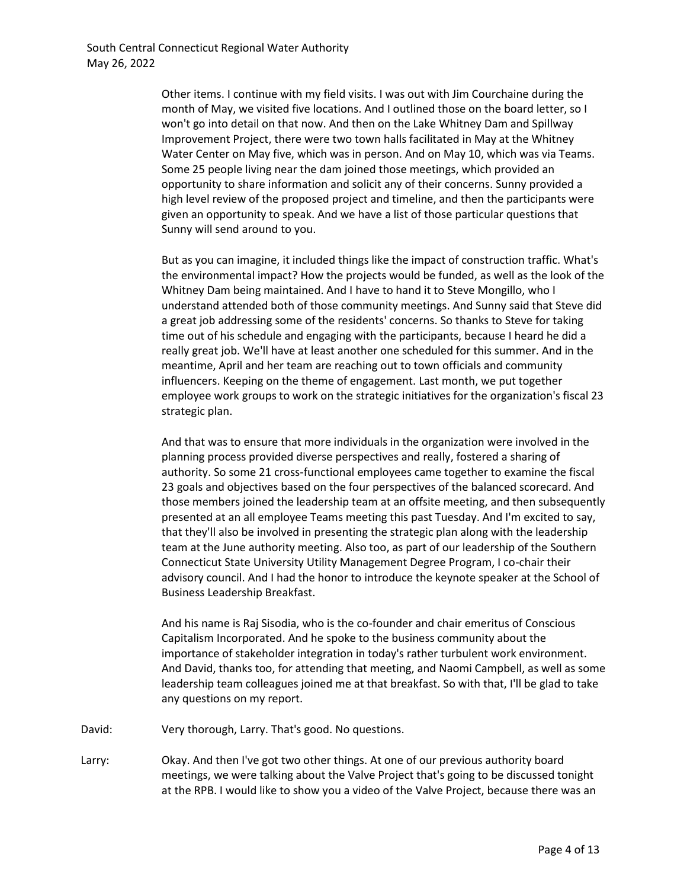Other items. I continue with my field visits. I was out with Jim Courchaine during the month of May, we visited five locations. And I outlined those on the board letter, so I won't go into detail on that now. And then on the Lake Whitney Dam and Spillway Improvement Project, there were two town halls facilitated in May at the Whitney Water Center on May five, which was in person. And on May 10, which was via Teams. Some 25 people living near the dam joined those meetings, which provided an opportunity to share information and solicit any of their concerns. Sunny provided a high level review of the proposed project and timeline, and then the participants were given an opportunity to speak. And we have a list of those particular questions that Sunny will send around to you.

But as you can imagine, it included things like the impact of construction traffic. What's the environmental impact? How the projects would be funded, as well as the look of the Whitney Dam being maintained. And I have to hand it to Steve Mongillo, who I understand attended both of those community meetings. And Sunny said that Steve did a great job addressing some of the residents' concerns. So thanks to Steve for taking time out of his schedule and engaging with the participants, because I heard he did a really great job. We'll have at least another one scheduled for this summer. And in the meantime, April and her team are reaching out to town officials and community influencers. Keeping on the theme of engagement. Last month, we put together employee work groups to work on the strategic initiatives for the organization's fiscal 23 strategic plan.

And that was to ensure that more individuals in the organization were involved in the planning process provided diverse perspectives and really, fostered a sharing of authority. So some 21 cross-functional employees came together to examine the fiscal 23 goals and objectives based on the four perspectives of the balanced scorecard. And those members joined the leadership team at an offsite meeting, and then subsequently presented at an all employee Teams meeting this past Tuesday. And I'm excited to say, that they'll also be involved in presenting the strategic plan along with the leadership team at the June authority meeting. Also too, as part of our leadership of the Southern Connecticut State University Utility Management Degree Program, I co-chair their advisory council. And I had the honor to introduce the keynote speaker at the School of Business Leadership Breakfast.

And his name is Raj Sisodia, who is the co-founder and chair emeritus of Conscious Capitalism Incorporated. And he spoke to the business community about the importance of stakeholder integration in today's rather turbulent work environment. And David, thanks too, for attending that meeting, and Naomi Campbell, as well as some leadership team colleagues joined me at that breakfast. So with that, I'll be glad to take any questions on my report.

David: Very thorough, Larry. That's good. No questions.

Larry: Okay. And then I've got two other things. At one of our previous authority board meetings, we were talking about the Valve Project that's going to be discussed tonight at the RPB. I would like to show you a video of the Valve Project, because there was an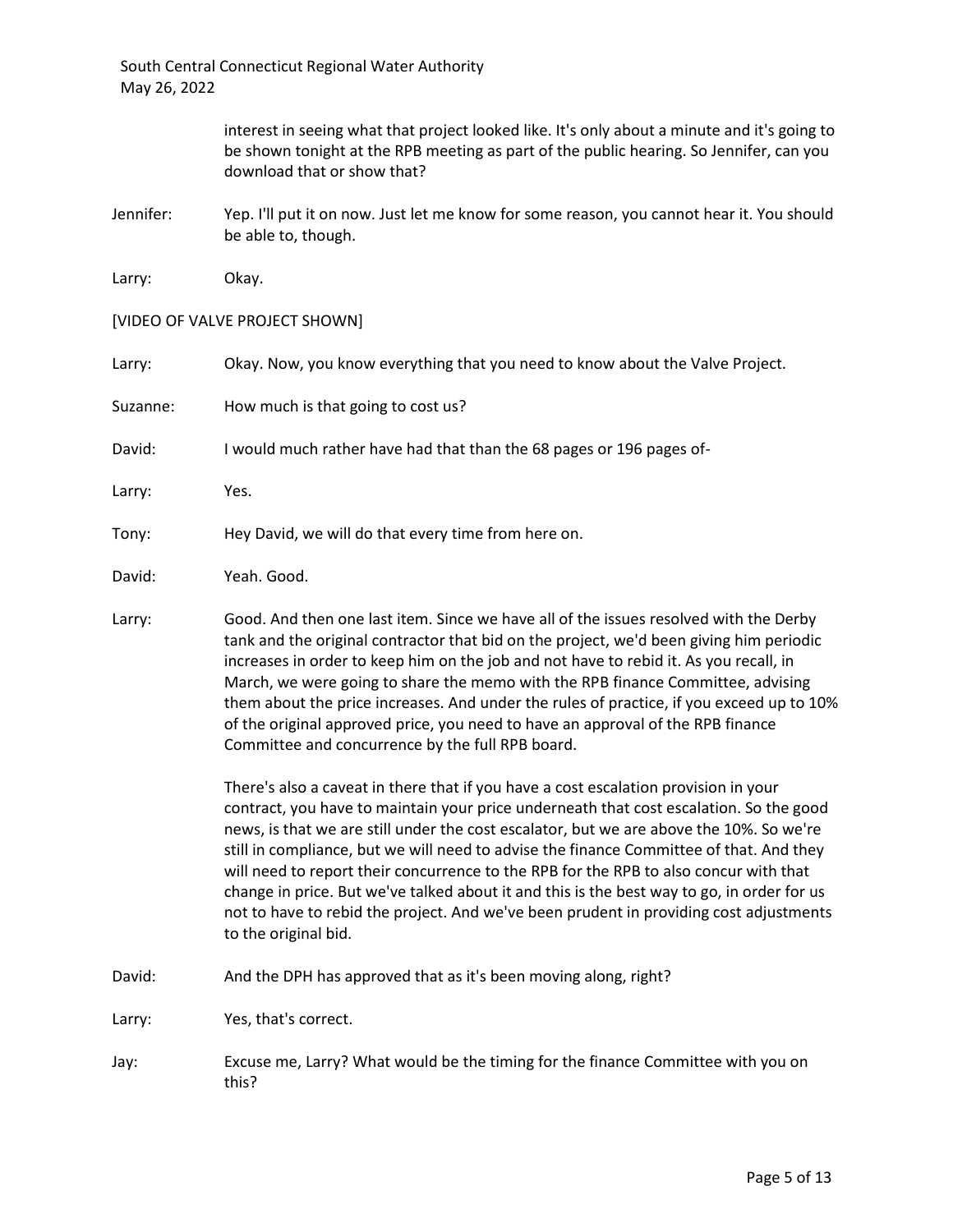interest in seeing what that project looked like. It's only about a minute and it's going to be shown tonight at the RPB meeting as part of the public hearing. So Jennifer, can you download that or show that?

Jennifer: Yep. I'll put it on now. Just let me know for some reason, you cannot hear it. You should be able to, though.

Larry: Okay.

[VIDEO OF VALVE PROJECT SHOWN]

Larry: Okay. Now, you know everything that you need to know about the Valve Project.

Suzanne: How much is that going to cost us?

David: I would much rather have had that than the 68 pages or 196 pages of-

Larry: Yes.

Tony: Hey David, we will do that every time from here on.

David: Yeah. Good.

Larry: Good. And then one last item. Since we have all of the issues resolved with the Derby tank and the original contractor that bid on the project, we'd been giving him periodic increases in order to keep him on the job and not have to rebid it. As you recall, in March, we were going to share the memo with the RPB finance Committee, advising them about the price increases. And under the rules of practice, if you exceed up to 10% of the original approved price, you need to have an approval of the RPB finance Committee and concurrence by the full RPB board.

There's also a caveat in there that if you have a cost escalation provision in your contract, you have to maintain your price underneath that cost escalation. So the good news, is that we are still under the cost escalator, but we are above the 10%. So we're still in compliance, but we will need to advise the finance Committee of that. And they will need to report their concurrence to the RPB for the RPB to also concur with that change in price. But we've talked about it and this is the best way to go, in order for us not to have to rebid the project. And we've been prudent in providing cost adjustments to the original bid.

David: And the DPH has approved that as it's been moving along, right?

Larry: Yes, that's correct.

Jay: Excuse me, Larry? What would be the timing for the finance Committee with you on this?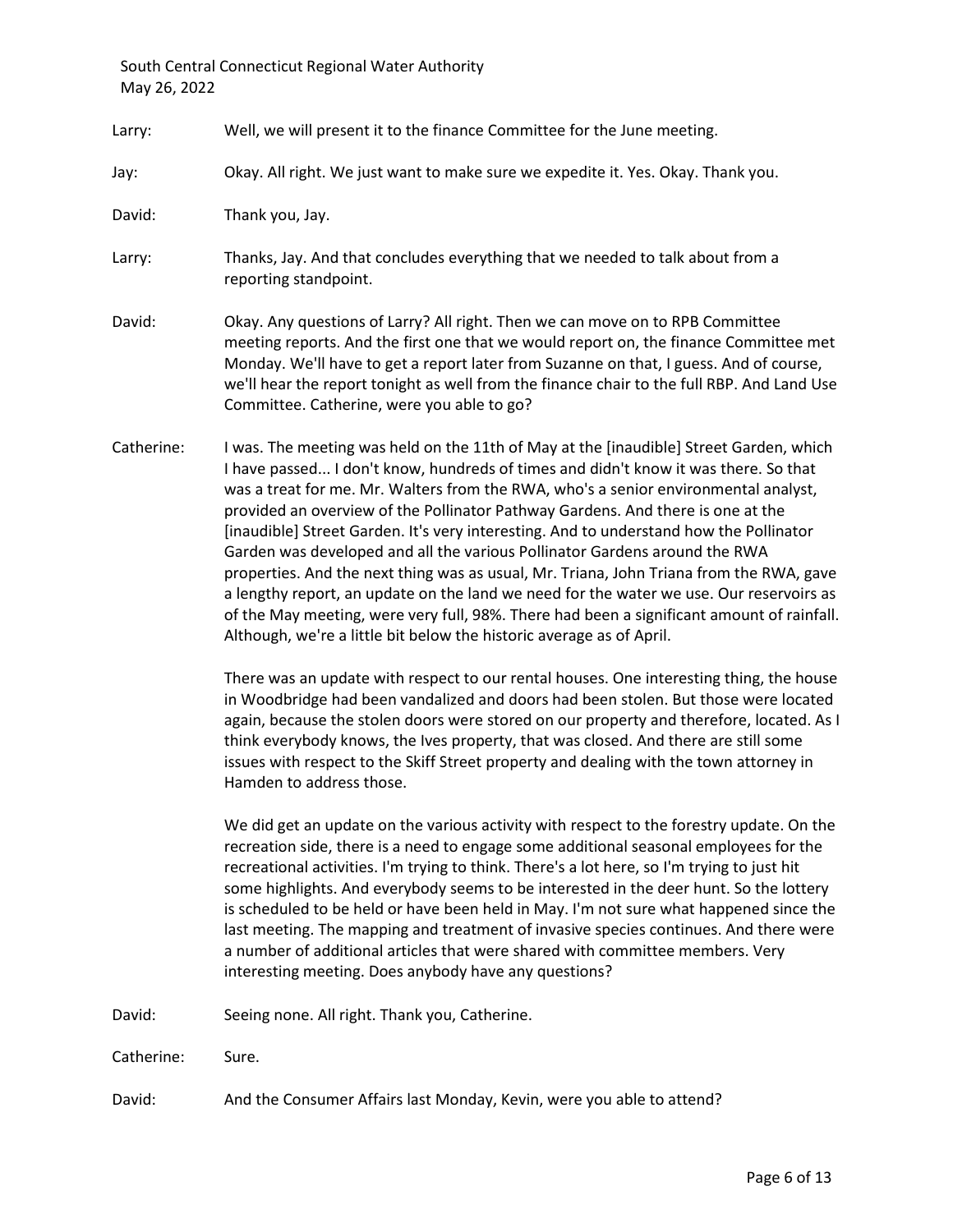Larry: Well, we will present it to the finance Committee for the June meeting.

Jay: Okay. All right. We just want to make sure we expedite it. Yes. Okay. Thank you.

David: Thank you, Jay.

Larry: Thanks, Jay. And that concludes everything that we needed to talk about from a reporting standpoint.

David: Okay. Any questions of Larry? All right. Then we can move on to RPB Committee meeting reports. And the first one that we would report on, the finance Committee met Monday. We'll have to get a report later from Suzanne on that, I guess. And of course, we'll hear the report tonight as well from the finance chair to the full RBP. And Land Use Committee. Catherine, were you able to go?

Catherine: I was. The meeting was held on the 11th of May at the [inaudible] Street Garden, which I have passed... I don't know, hundreds of times and didn't know it was there. So that was a treat for me. Mr. Walters from the RWA, who's a senior environmental analyst, provided an overview of the Pollinator Pathway Gardens. And there is one at the [inaudible] Street Garden. It's very interesting. And to understand how the Pollinator Garden was developed and all the various Pollinator Gardens around the RWA properties. And the next thing was as usual, Mr. Triana, John Triana from the RWA, gave a lengthy report, an update on the land we need for the water we use. Our reservoirs as of the May meeting, were very full, 98%. There had been a significant amount of rainfall. Although, we're a little bit below the historic average as of April.

There was an update with respect to our rental houses. One interesting thing, the house in Woodbridge had been vandalized and doors had been stolen. But those were located again, because the stolen doors were stored on our property and therefore, located. As I think everybody knows, the Ives property, that was closed. And there are still some issues with respect to the Skiff Street property and dealing with the town attorney in Hamden to address those.

We did get an update on the various activity with respect to the forestry update. On the recreation side, there is a need to engage some additional seasonal employees for the recreational activities. I'm trying to think. There's a lot here, so I'm trying to just hit some highlights. And everybody seems to be interested in the deer hunt. So the lottery is scheduled to be held or have been held in May. I'm not sure what happened since the last meeting. The mapping and treatment of invasive species continues. And there were a number of additional articles that were shared with committee members. Very interesting meeting. Does anybody have any questions?

David: Seeing none. All right. Thank you, Catherine.

Catherine: Sure.

David: And the Consumer Affairs last Monday, Kevin, were you able to attend?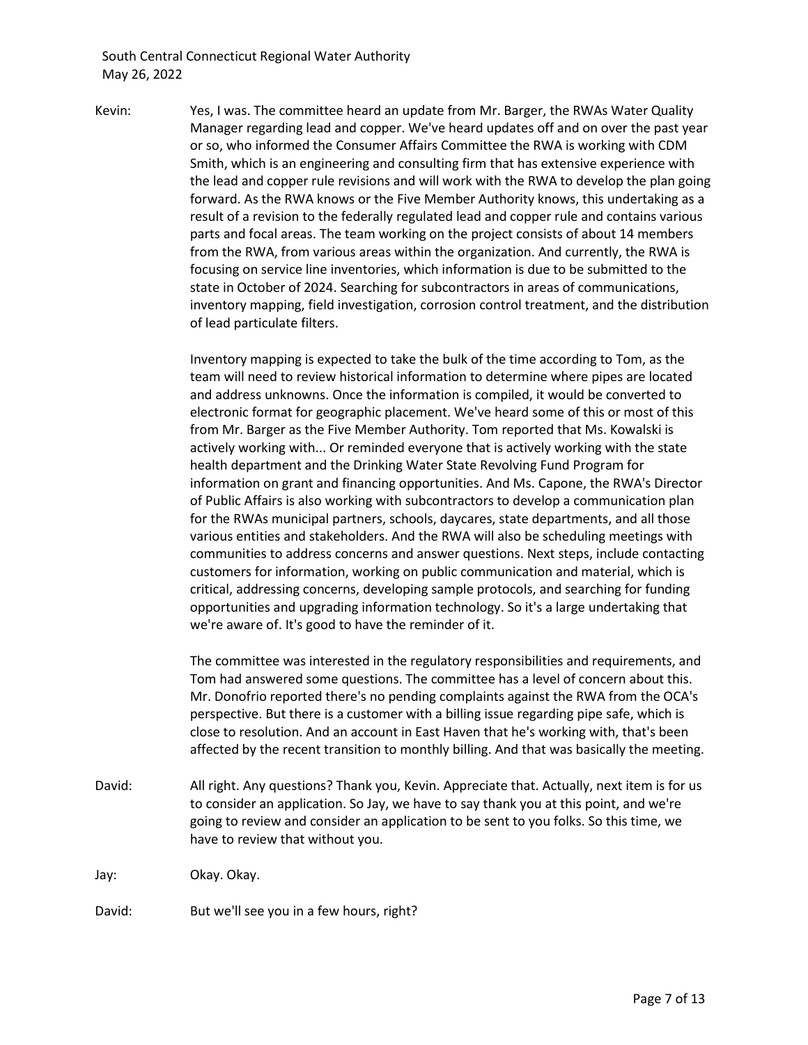Kevin: Yes, I was. The committee heard an update from Mr. Barger, the RWAs Water Quality Manager regarding lead and copper. We've heard updates off and on over the past year or so, who informed the Consumer Affairs Committee the RWA is working with CDM Smith, which is an engineering and consulting firm that has extensive experience with the lead and copper rule revisions and will work with the RWA to develop the plan going forward. As the RWA knows or the Five Member Authority knows, this undertaking as a result of a revision to the federally regulated lead and copper rule and contains various parts and focal areas. The team working on the project consists of about 14 members from the RWA, from various areas within the organization. And currently, the RWA is focusing on service line inventories, which information is due to be submitted to the state in October of 2024. Searching for subcontractors in areas of communications, inventory mapping, field investigation, corrosion control treatment, and the distribution of lead particulate filters.

Inventory mapping is expected to take the bulk of the time according to Tom, as the team will need to review historical information to determine where pipes are located and address unknowns. Once the information is compiled, it would be converted to electronic format for geographic placement. We've heard some of this or most of this from Mr. Barger as the Five Member Authority. Tom reported that Ms. Kowalski is actively working with... Or reminded everyone that is actively working with the state health department and the Drinking Water State Revolving Fund Program for information on grant and financing opportunities. And Ms. Capone, the RWA's Director of Public Affairs is also working with subcontractors to develop a communication plan for the RWAs municipal partners, schools, daycares, state departments, and all those various entities and stakeholders. And the RWA will also be scheduling meetings with communities to address concerns and answer questions. Next steps, include contacting customers for information, working on public communication and material, which is critical, addressing concerns, developing sample protocols, and searching for funding opportunities and upgrading information technology. So it's a large undertaking that we're aware of. It's good to have the reminder of it.

The committee was interested in the regulatory responsibilities and requirements, and Tom had answered some questions. The committee has a level of concern about this. Mr. Donofrio reported there's no pending complaints against the RWA from the OCA's perspective. But there is a customer with a billing issue regarding pipe safe, which is close to resolution. And an account in East Haven that he's working with, that's been affected by the recent transition to monthly billing. And that was basically the meeting.

David: All right. Any questions? Thank you, Kevin. Appreciate that. Actually, next item is for us to consider an application. So Jay, we have to say thank you at this point, and we're going to review and consider an application to be sent to you folks. So this time, we have to review that without you.

Jay: Okay. Okay.

David: But we'll see you in a few hours, right?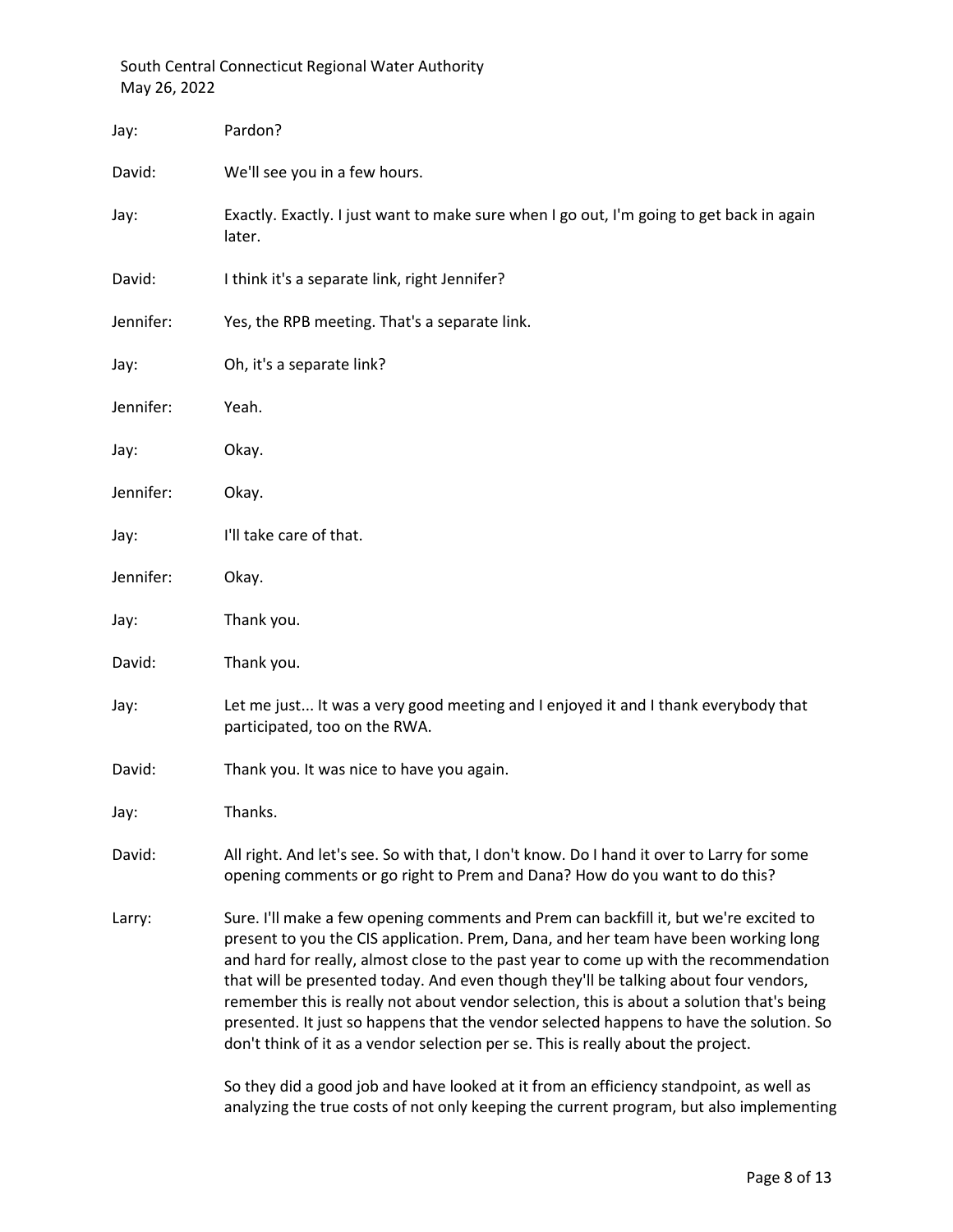Jay: Pardon?

David: We'll see you in a few hours.

Jay: Exactly. Exactly. I just want to make sure when I go out, I'm going to get back in again later.

David: I think it's a separate link, right Jennifer?

Jennifer: Yes, the RPB meeting. That's a separate link.

Jay: Oh, it's a separate link?

Jennifer: Yeah.

Jay: Okay.

Jennifer: Okay.

Jay: I'll take care of that.

Jennifer: Okay.

Jay: Thank you.

David: Thank you.

Jay: Let me just... It was a very good meeting and I enjoyed it and I thank everybody that participated, too on the RWA.

David: Thank you. It was nice to have you again.

Jay: Thanks.

David: All right. And let's see. So with that, I don't know. Do I hand it over to Larry for some opening comments or go right to Prem and Dana? How do you want to do this?

Larry: Sure. I'll make a few opening comments and Prem can backfill it, but we're excited to present to you the CIS application. Prem, Dana, and her team have been working long and hard for really, almost close to the past year to come up with the recommendation that will be presented today. And even though they'll be talking about four vendors, remember this is really not about vendor selection, this is about a solution that's being presented. It just so happens that the vendor selected happens to have the solution. So don't think of it as a vendor selection per se. This is really about the project.

So they did a good job and have looked at it from an efficiency standpoint, as well as analyzing the true costs of not only keeping the current program, but also implementing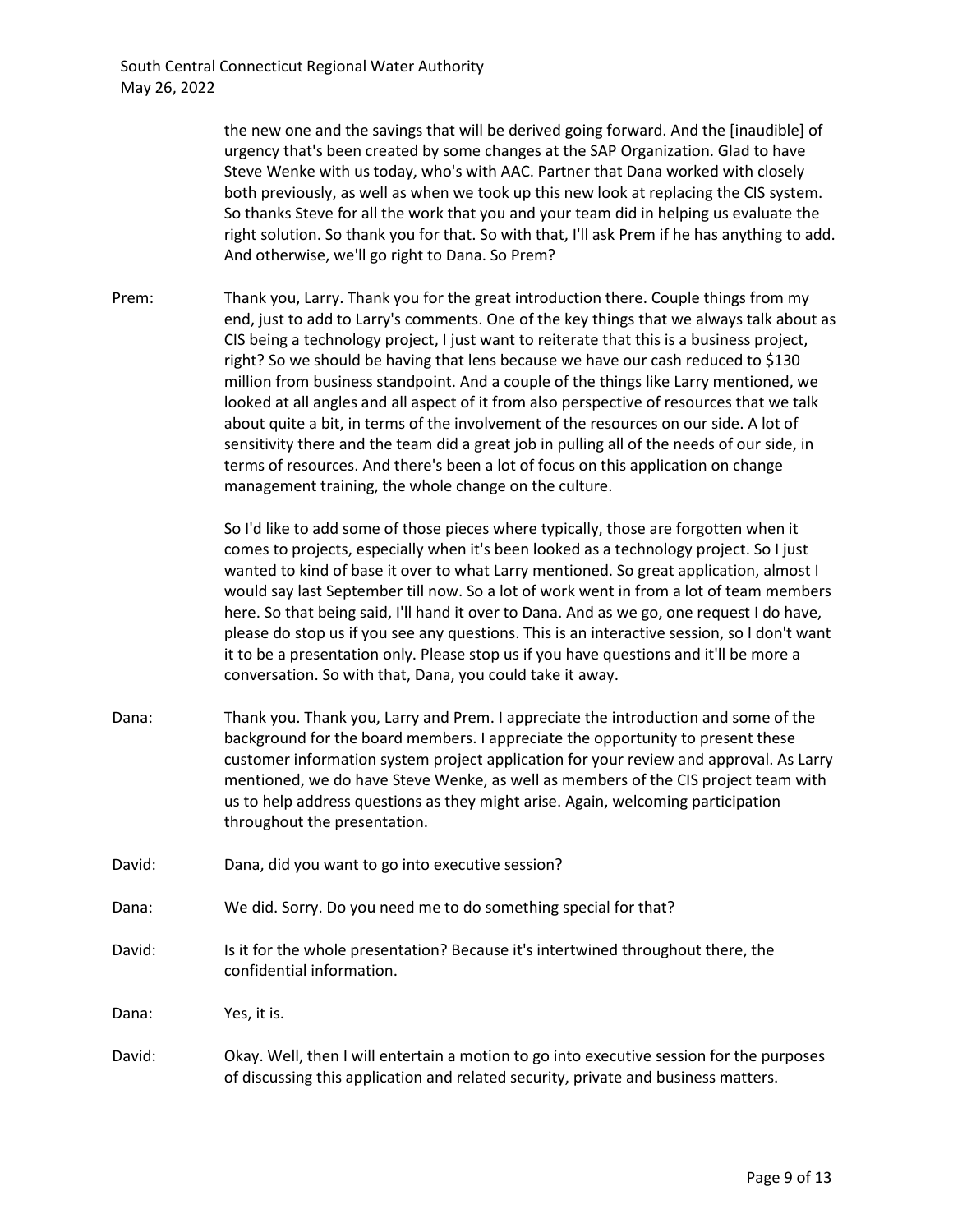the new one and the savings that will be derived going forward. And the [inaudible] of urgency that's been created by some changes at the SAP Organization. Glad to have Steve Wenke with us today, who's with AAC. Partner that Dana worked with closely both previously, as well as when we took up this new look at replacing the CIS system. So thanks Steve for all the work that you and your team did in helping us evaluate the right solution. So thank you for that. So with that, I'll ask Prem if he has anything to add. And otherwise, we'll go right to Dana. So Prem?

Prem: Thank you, Larry. Thank you for the great introduction there. Couple things from my end, just to add to Larry's comments. One of the key things that we always talk about as CIS being a technology project, I just want to reiterate that this is a business project, right? So we should be having that lens because we have our cash reduced to $130 million from business standpoint. And a couple of the things like Larry mentioned, we looked at all angles and all aspect of it from also perspective of resources that we talk about quite a bit, in terms of the involvement of the resources on our side. A lot of sensitivity there and the team did a great job in pulling all of the needs of our side, in terms of resources. And there's been a lot of focus on this application on change management training, the whole change on the culture.

So I'd like to add some of those pieces where typically, those are forgotten when it comes to projects, especially when it's been looked as a technology project. So I just wanted to kind of base it over to what Larry mentioned. So great application, almost I would say last September till now. So a lot of work went in from a lot of team members here. So that being said, I'll hand it over to Dana. And as we go, one request I do have, please do stop us if you see any questions. This is an interactive session, so I don't want it to be a presentation only. Please stop us if you have questions and it'll be more a conversation. So with that, Dana, you could take it away.

Dana: Thank you. Thank you, Larry and Prem. I appreciate the introduction and some of the background for the board members. I appreciate the opportunity to present these customer information system project application for your review and approval. As Larry mentioned, we do have Steve Wenke, as well as members of the CIS project team with us to help address questions as they might arise. Again, welcoming participation throughout the presentation.

David: Dana, did you want to go into executive session?

Dana: We did. Sorry. Do you need me to do something special for that?

David: Is it for the whole presentation? Because it's intertwined throughout there, the confidential information.

Dana: Yes, it is.

David: Okay. Well, then I will entertain a motion to go into executive session for the purposes of discussing this application and related security, private and business matters.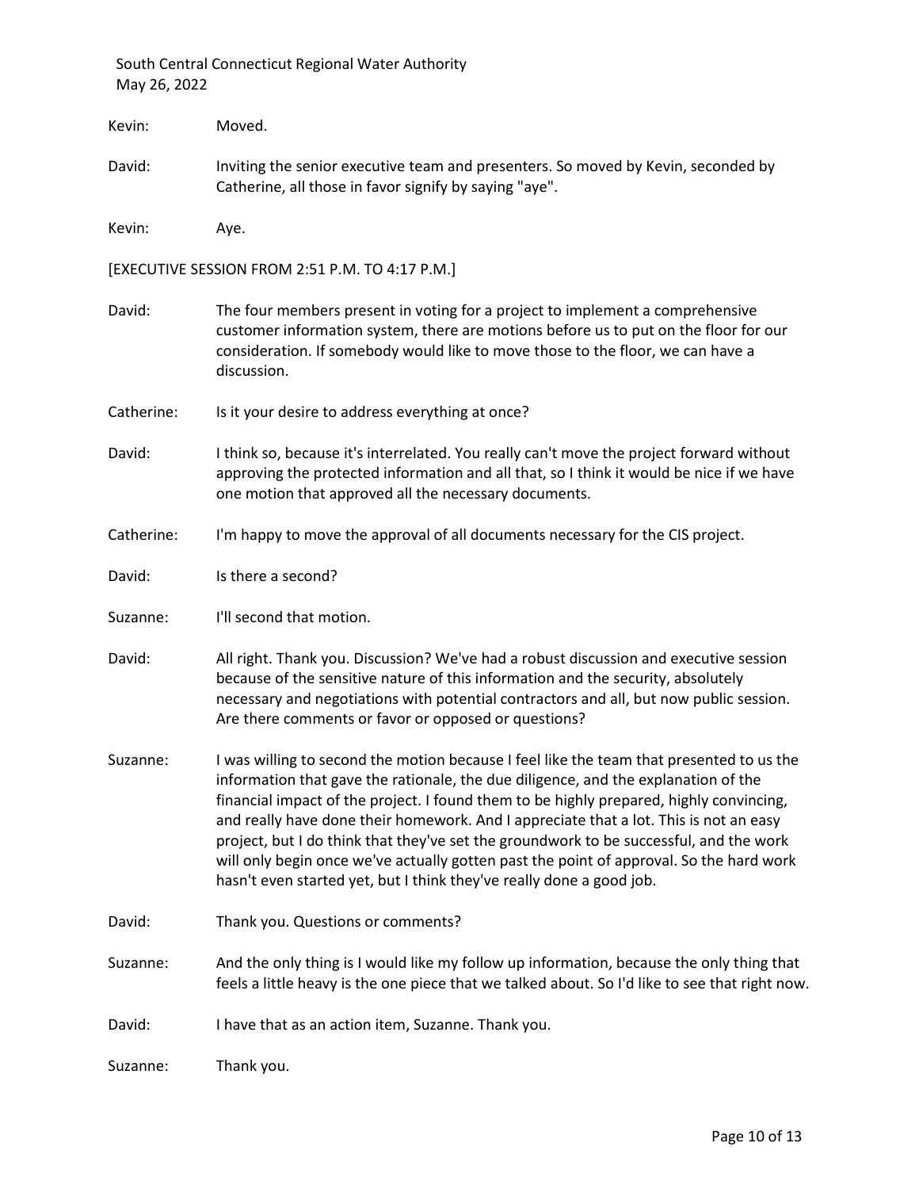Kevin: Moved.

David: Inviting the senior executive team and presenters. So moved by Kevin, seconded by Catherine, all those in favor signify by saying "aye".

Kevin: Aye.

[EXECUTIVE SESSION FROM 2:51 P.M. TO 4:17 P.M.]

David: The four members present in voting for a project to implement a comprehensive customer information system, there are motions before us to put on the floor for our consideration. If somebody would like to move those to the floor, we can have a discussion.

Catherine: Is it your desire to address everything at once?

David: I think so, because it's interrelated. You really can't move the project forward without approving the protected information and all that, so I think it would be nice if we have one motion that approved all the necessary documents.

Catherine: I'm happy to move the approval of all documents necessary for the CIS project.

David: Is there a second?

Suzanne: I'll second that motion.

David: All right. Thank you. Discussion? We've had a robust discussion and executive session because of the sensitive nature of this information and the security, absolutely necessary and negotiations with potential contractors and all, but now public session. Are there comments or favor or opposed or questions?

Suzanne: I was willing to second the motion because I feel like the team that presented to us the information that gave the rationale, the due diligence, and the explanation of the financial impact of the project. I found them to be highly prepared, highly convincing, and really have done their homework. And I appreciate that a lot. This is not an easy project, but I do think that they've set the groundwork to be successful, and the work will only begin once we've actually gotten past the point of approval. So the hard work hasn't even started yet, but I think they've really done a good job.

David: Thank you. Questions or comments?

Suzanne: And the only thing is I would like my follow up information, because the only thing that feels a little heavy is the one piece that we talked about. So I'd like to see that right now.

David: I have that as an action item, Suzanne. Thank you.

Suzanne: Thank you.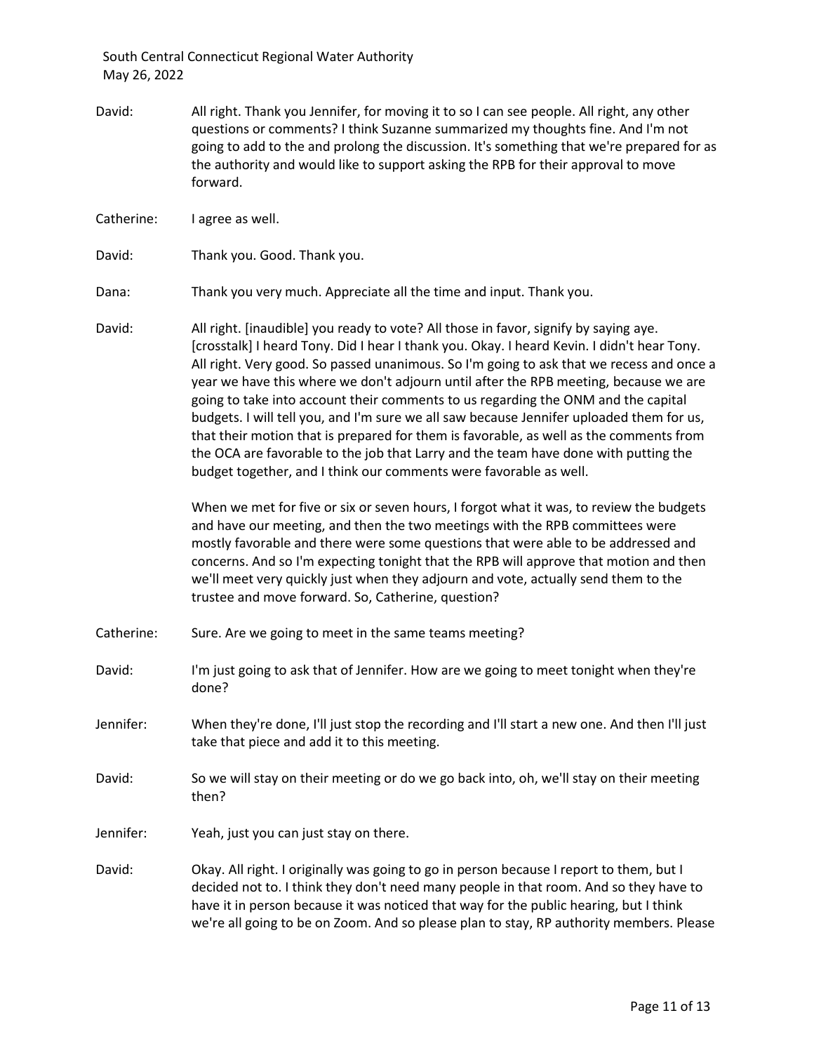David: All right. Thank you Jennifer, for moving it to so I can see people. All right, any other questions or comments? I think Suzanne summarized my thoughts fine. And I'm not going to add to the and prolong the discussion. It's something that we're prepared for as the authority and would like to support asking the RPB for their approval to move forward.

Catherine: I agree as well.

David: Thank you. Good. Thank you.

Dana: Thank you very much. Appreciate all the time and input. Thank you.

David: All right. [inaudible] you ready to vote? All those in favor, signify by saying aye. [crosstalk] I heard Tony. Did I hear I thank you. Okay. I heard Kevin. I didn't hear Tony. All right. Very good. So passed unanimous. So I'm going to ask that we recess and once a year we have this where we don't adjourn until after the RPB meeting, because we are going to take into account their comments to us regarding the ONM and the capital budgets. I will tell you, and I'm sure we all saw because Jennifer uploaded them for us, that their motion that is prepared for them is favorable, as well as the comments from the OCA are favorable to the job that Larry and the team have done with putting the budget together, and I think our comments were favorable as well.

When we met for five or six or seven hours, I forgot what it was, to review the budgets and have our meeting, and then the two meetings with the RPB committees were mostly favorable and there were some questions that were able to be addressed and concerns. And so I'm expecting tonight that the RPB will approve that motion and then we'll meet very quickly just when they adjourn and vote, actually send them to the trustee and move forward. So, Catherine, question?

Catherine: Sure. Are we going to meet in the same teams meeting?

David: I'm just going to ask that of Jennifer. How are we going to meet tonight when they're done?

Jennifer: When they're done, I'll just stop the recording and I'll start a new one. And then I'll just take that piece and add it to this meeting.

David: So we will stay on their meeting or do we go back into, oh, we'll stay on their meeting then?

Jennifer: Yeah, just you can just stay on there.

David: Okay. All right. I originally was going to go in person because I report to them, but I decided not to. I think they don't need many people in that room. And so they have to have it in person because it was noticed that way for the public hearing, but I think we're all going to be on Zoom. And so please plan to stay, RP authority members. Please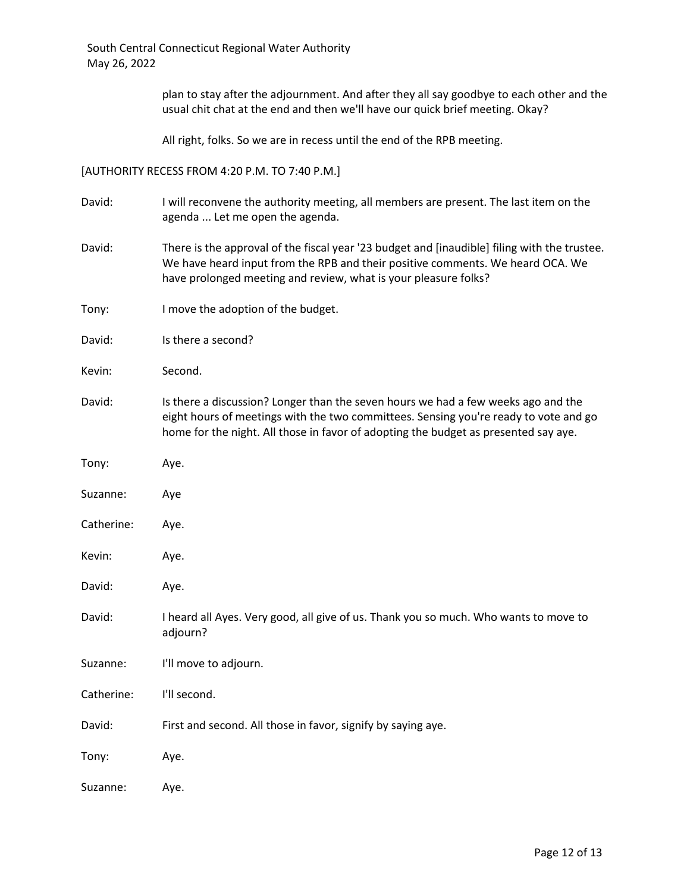plan to stay after the adjournment. And after they all say goodbye to each other and the usual chit chat at the end and then we'll have our quick brief meeting. Okay?

All right, folks. So we are in recess until the end of the RPB meeting.

[AUTHORITY RECESS FROM 4:20 P.M. TO 7:40 P.M.]

David: I will reconvene the authority meeting, all members are present. The last item on the agenda ... Let me open the agenda.

David: There is the approval of the fiscal year '23 budget and [inaudible] filing with the trustee. We have heard input from the RPB and their positive comments. We heard OCA. We have prolonged meeting and review, what is your pleasure folks?

Tony: I move the adoption of the budget.

David: Is there a second?

Kevin: Second.

David: Is there a discussion? Longer than the seven hours we had a few weeks ago and the eight hours of meetings with the two committees. Sensing you're ready to vote and go home for the night. All those in favor of adopting the budget as presented say aye.

Tony: Aye.

Suzanne: Aye

Catherine: Aye.

Kevin: Aye.

David: Aye.

David: I heard all Ayes. Very good, all give of us. Thank you so much. Who wants to move to adjourn?

Suzanne: I'll move to adjourn.

Catherine: I'll second.

David: First and second. All those in favor, signify by saying aye.

Tony: Aye.

Suzanne: Aye.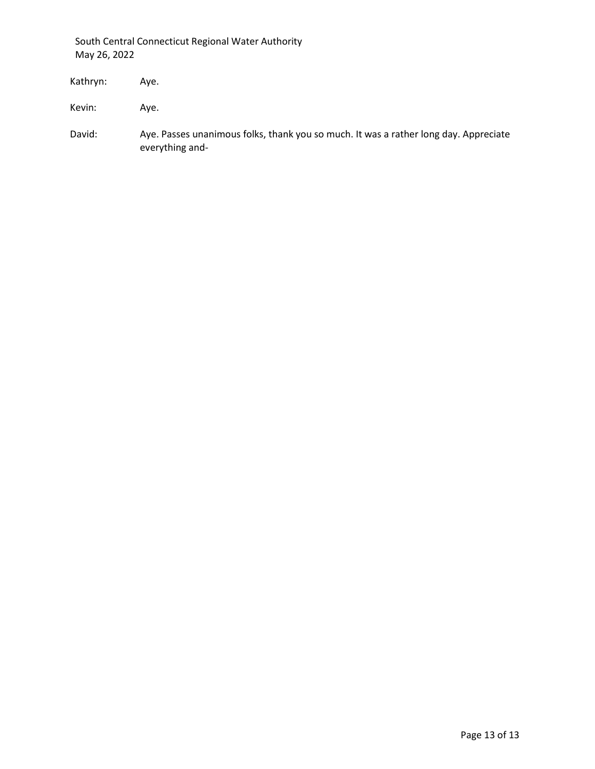Kathryn: Aye.

Kevin: Aye.

David: Aye. Passes unanimous folks, thank you so much. It was a rather long day. Appreciate everything and-